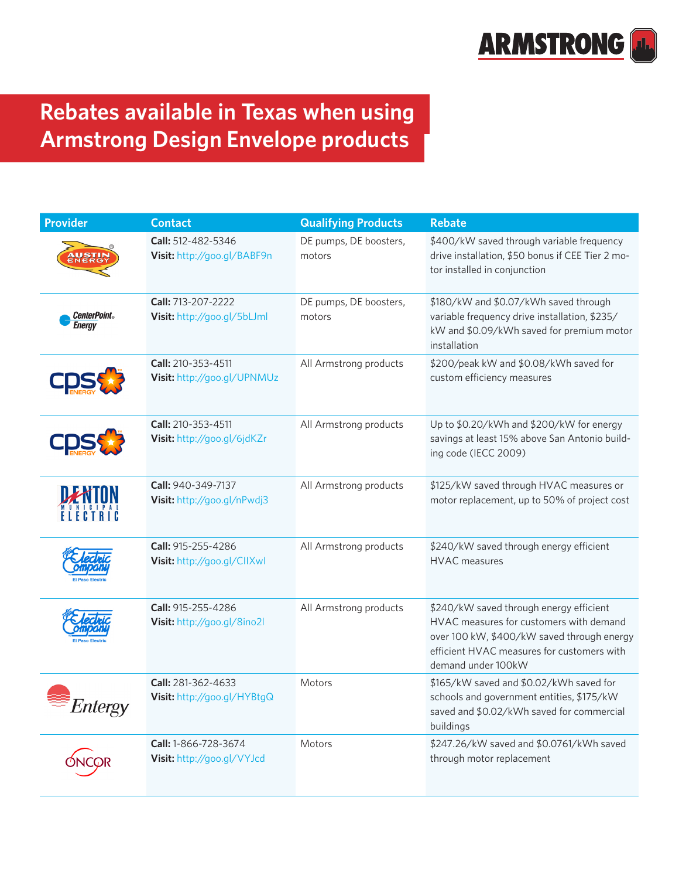# Rebates available in Texas when using Armstrong Design Envelope products

| Provider | Contact | Qualifying Products | Rebate |
|---|---|---|---|
| Austin Energy | **Call:** 512-482-5346<br>**Visit:** http://goo.gl/BABF9n | DE pumps, DE boosters, motors | $400/kW saved through variable frequency drive installation, $50 bonus if CEE Tier 2 motor installed in conjunction |
| CenterPoint Energy | **Call:** 713-207-2222<br>**Visit:** http://goo.gl/5bLJml | DE pumps, DE boosters, motors | $180/kW and $0.07/kWh saved through variable frequency drive installation, $235/kW and $0.09/kWh saved for premium motor installation |
| CPS Energy | **Call:** 210-353-4511<br>**Visit:** http://goo.gl/UPNMUz | All Armstrong products | $200/peak kW and $0.08/kWh saved for custom efficiency measures |
| CPS Energy | **Call:** 210-353-4511<br>**Visit:** http://goo.gl/6jdKZr | All Armstrong products | Up to $0.20/kWh and $200/kW for energy savings at least 15% above San Antonio building code (IECC 2009) |
| Denton Municipal Electric | **Call:** 940-349-7137<br>**Visit:** http://goo.gl/nPwdj3 | All Armstrong products | $125/kW saved through HVAC measures or motor replacement, up to 50% of project cost |
| El Paso Electric | **Call:** 915-255-4286<br>**Visit:** http://goo.gl/CIIXwl | All Armstrong products | $240/kW saved through energy efficient HVAC measures |
| El Paso Electric | **Call:** 915-255-4286<br>**Visit:** http://goo.gl/8ino2l | All Armstrong products | $240/kW saved through energy efficient HVAC measures for customers with demand over 100 kW, $400/kW saved through energy efficient HVAC measures for customers with demand under 100kW |
| Entergy | **Call:** 281-362-4633<br>**Visit:** http://goo.gl/HYBtgQ | Motors | $165/kW saved and $0.02/kWh saved for schools and government entities, $175/kW saved and $0.02/kWh saved for commercial buildings |
| Oncor | **Call:** 1-866-728-3674<br>**Visit:** http://goo.gl/VYJcd | Motors | $247.26/kW saved and $0.0761/kWh saved through motor replacement |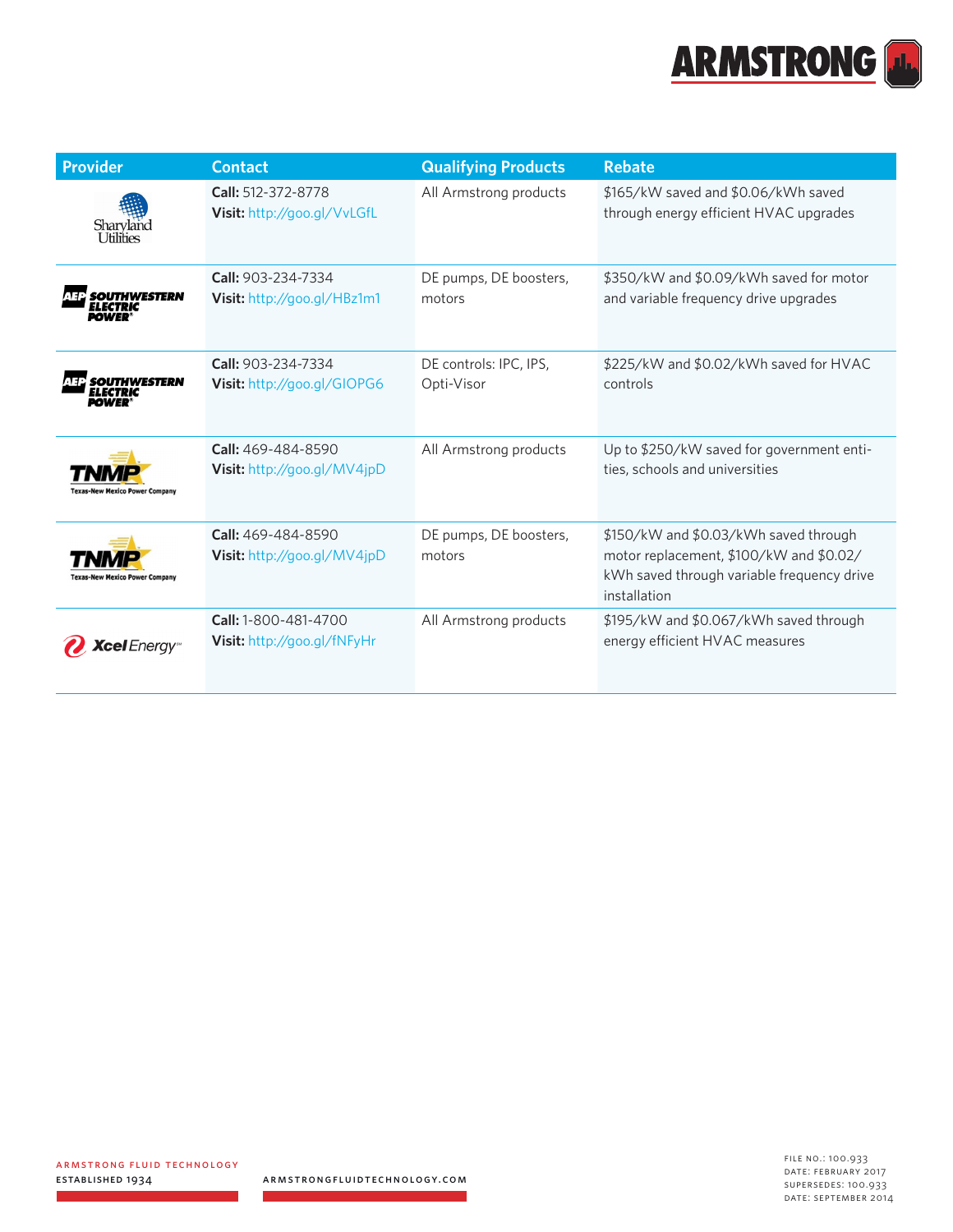| Provider | Contact | Qualifying Products | Rebate |
|---|---|---|---|
| Sharyland Utilities | **Call:** 512-372-8778 **Visit:** http://goo.gl/VvLGfL | All Armstrong products | $165/kW saved and $0.06/kWh saved through energy efficient HVAC upgrades |
| AEP Southwestern Electric Power | **Call:** 903-234-7334 **Visit:** http://goo.gl/HBz1m1 | DE pumps, DE boosters, motors | $350/kW and $0.09/kWh saved for motor and variable frequency drive upgrades |
| AEP Southwestern Electric Power | **Call:** 903-234-7334 **Visit:** http://goo.gl/GIOPG6 | DE controls: IPC, IPS, Opti-Visor | $225/kW and $0.02/kWh saved for HVAC controls |
| TNMP Texas-New Mexico Power Company | **Call:** 469-484-8590 **Visit:** http://goo.gl/MV4jpD | All Armstrong products | Up to $250/kW saved for government entities, schools and universities |
| TNMP Texas-New Mexico Power Company | **Call:** 469-484-8590 **Visit:** http://goo.gl/MV4jpD | DE pumps, DE boosters, motors | $150/kW and $0.03/kWh saved through motor replacement, $100/kW and $0.02/kWh saved through variable frequency drive installation |
| Xcel Energy | **Call:** 1-800-481-4700 **Visit:** http://goo.gl/fNFyHr | All Armstrong products | $195/kW and $0.067/kWh saved through energy efficient HVAC measures |

ARMSTRONG FLUID TECHNOLOGY
ESTABLISHED 1934

ARMSTRONGFLUIDTECHNOLOGY.COM

FILE NO.: 100.933
DATE: FEBRUARY 2017
SUPERSEDES: 100.933
DATE: SEPTEMBER 2014